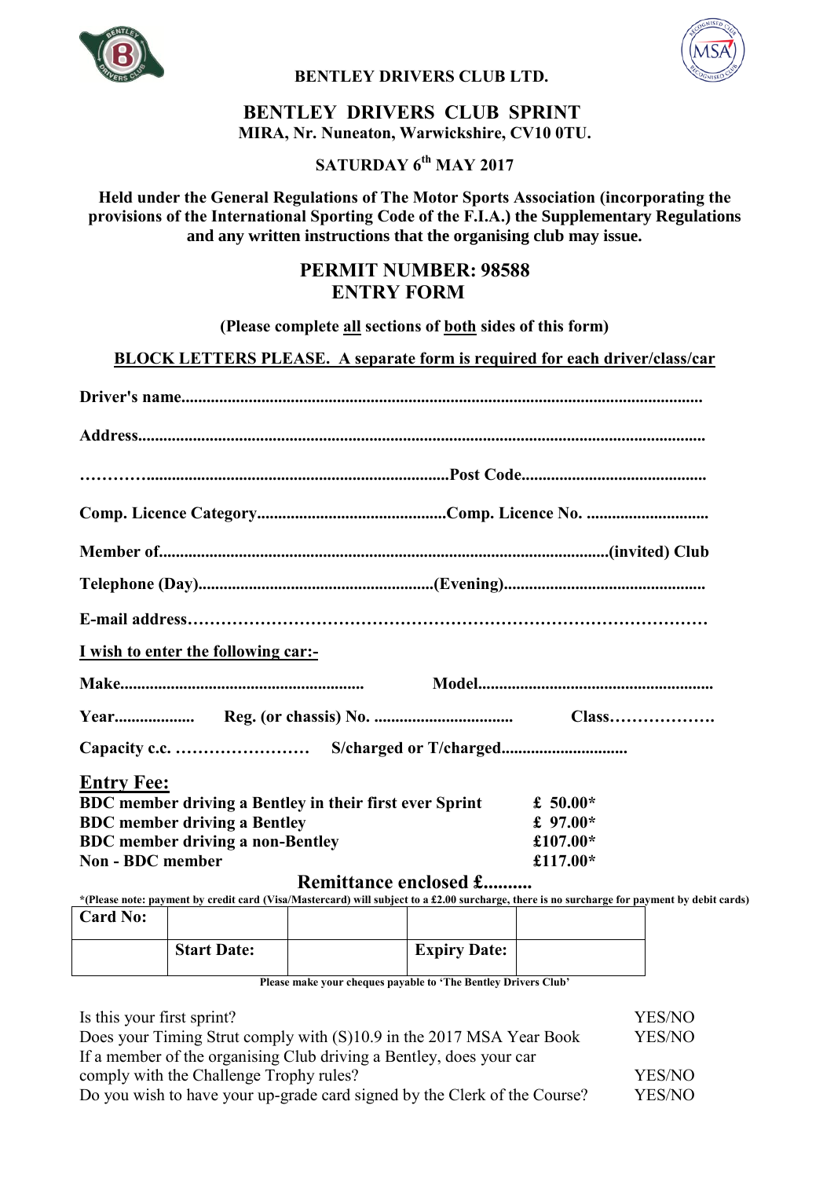**BENTLEY DRIVERS CLUB LTD.**

# BENTLEY DRIVERS CLUB SPRINT

**MIRA, Nr. Nuneaton, Warwickshire, CV10 0TU.**

**SATURDAY 6th MAY 2017**

**Held under the General Regulations of The Motor Sports Association (incorporating the provisions of the International Sporting Code of the F.I.A.) the Supplementary Regulations and any written instructions that the organising club may issue.**

## PERMIT NUMBER: 98588
## ENTRY FORM

**(Please complete all sections of both sides of this form)**

**BLOCK LETTERS PLEASE. A separate form is required for each driver/class/car**

**Driver's name.........................................................................................................................**

**Address.....................................................................................................................................**

**…………......................................................................Post Code...........................................**

**Comp. Licence Category............................................Comp. Licence No. ............................**

**Member of........................................................................................................(invited) Club**

**Telephone (Day).......................................................(Evening)...............................................**

**E-mail address………………………………………………………………………………**

**I wish to enter the following car:-**

**Make.........................................................   Model.......................................................**

**Year...................   Reg. (or chassis) No. ................................   Class……………….**

**Capacity c.c. ……………………   S/charged or T/charged.............................**

**Entry Fee:**

| | |
|---|---|
| **BDC member driving a Bentley in their first ever Sprint** | **£ 50.00*** |
| **BDC member driving a Bentley** | **£ 97.00*** |
| **BDC member driving a non-Bentley** | **£107.00*** |
| **Non - BDC member** | **£117.00*** |

**Remittance enclosed £..........**

***(Please note: payment by credit card (Visa/Mastercard) will subject to a £2.00 surcharge, there is no surcharge for payment by debit cards)**

| **Card No:** | | | | |
|---|---|---|---|---|
| | **Start Date:** | | **Expiry Date:** | |

**Please make your cheques payable to 'The Bentley Drivers Club'**

| | |
|---|---|
| Is this your first sprint? | YES/NO |
| Does your Timing Strut comply with (S)10.9 in the 2017 MSA Year Book | YES/NO |
| If a member of the organising Club driving a Bentley, does your car comply with the Challenge Trophy rules? | YES/NO |
| Do you wish to have your up-grade card signed by the Clerk of the Course? | YES/NO |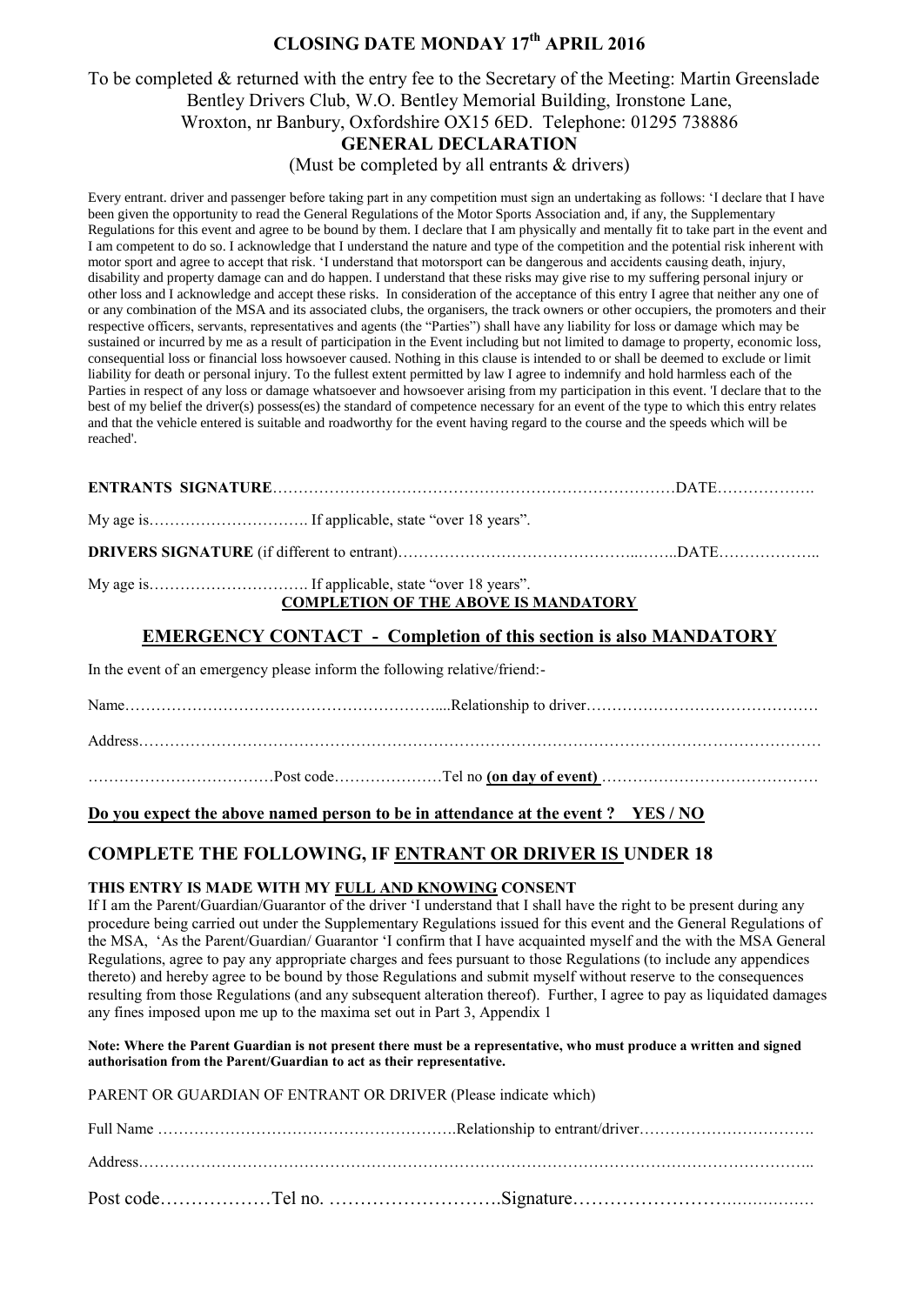# CLOSING DATE MONDAY 17th APRIL 2016

To be completed & returned with the entry fee to the Secretary of the Meeting: Martin Greenslade Bentley Drivers Club, W.O. Bentley Memorial Building, Ironstone Lane, Wroxton, nr Banbury, Oxfordshire OX15 6ED. Telephone: 01295 738886

## GENERAL DECLARATION

(Must be completed by all entrants & drivers)

Every entrant. driver and passenger before taking part in any competition must sign an undertaking as follows: 'I declare that I have been given the opportunity to read the General Regulations of the Motor Sports Association and, if any, the Supplementary Regulations for this event and agree to be bound by them. I declare that I am physically and mentally fit to take part in the event and I am competent to do so. I acknowledge that I understand the nature and type of the competition and the potential risk inherent with motor sport and agree to accept that risk. 'I understand that motorsport can be dangerous and accidents causing death, injury, disability and property damage can and do happen. I understand that these risks may give rise to my suffering personal injury or other loss and I acknowledge and accept these risks. In consideration of the acceptance of this entry I agree that neither any one of or any combination of the MSA and its associated clubs, the organisers, the track owners or other occupiers, the promoters and their respective officers, servants, representatives and agents (the "Parties") shall have any liability for loss or damage which may be sustained or incurred by me as a result of participation in the Event including but not limited to damage to property, economic loss, consequential loss or financial loss howsoever caused. Nothing in this clause is intended to or shall be deemed to exclude or limit liability for death or personal injury. To the fullest extent permitted by law I agree to indemnify and hold harmless each of the Parties in respect of any loss or damage whatsoever and howsoever arising from my participation in this event. 'I declare that to the best of my belief the driver(s) possess(es) the standard of competence necessary for an event of the type to which this entry relates and that the vehicle entered is suitable and roadworthy for the event having regard to the course and the speeds which will be reached'.

**ENTRANTS SIGNATURE**……………………………………………………………………DATE……………….

My age is…………………………. If applicable, state "over 18 years".

**DRIVERS SIGNATURE** (if different to entrant)………………………………………..……..DATE………………..

My age is…………………………. If applicable, state "over 18 years".

**COMPLETION OF THE ABOVE IS MANDATORY**

## EMERGENCY CONTACT - Completion of this section is also MANDATORY

In the event of an emergency please inform the following relative/friend:-

Name…………………………………………………….....Relationship to driver………………………………………

Address………………………………………………………………………………………………………………

………………………………Post code…………………Tel no **(on day of event)** ……………………………………

**Do you expect the above named person to be in attendance at the event ? YES / NO**

## COMPLETE THE FOLLOWING, IF ENTRANT OR DRIVER IS UNDER 18

**THIS ENTRY IS MADE WITH MY FULL AND KNOWING CONSENT**

If I am the Parent/Guardian/Guarantor of the driver 'I understand that I shall have the right to be present during any procedure being carried out under the Supplementary Regulations issued for this event and the General Regulations of the MSA, 'As the Parent/Guardian/ Guarantor 'I confirm that I have acquainted myself and the with the MSA General Regulations, agree to pay any appropriate charges and fees pursuant to those Regulations (to include any appendices thereto) and hereby agree to be bound by those Regulations and submit myself without reserve to the consequences resulting from those Regulations (and any subsequent alteration thereof). Further, I agree to pay as liquidated damages any fines imposed upon me up to the maxima set out in Part 3, Appendix 1

**Note: Where the Parent Guardian is not present there must be a representative, who must produce a written and signed authorisation from the Parent/Guardian to act as their representative.**

PARENT OR GUARDIAN OF ENTRANT OR DRIVER (Please indicate which)

Full Name ………………………………………………….Relationship to entrant/driver…………………………….

Address……………………………………………………………………………………………………………..

Post code………………Tel no. ……………………….Signature…………………….............